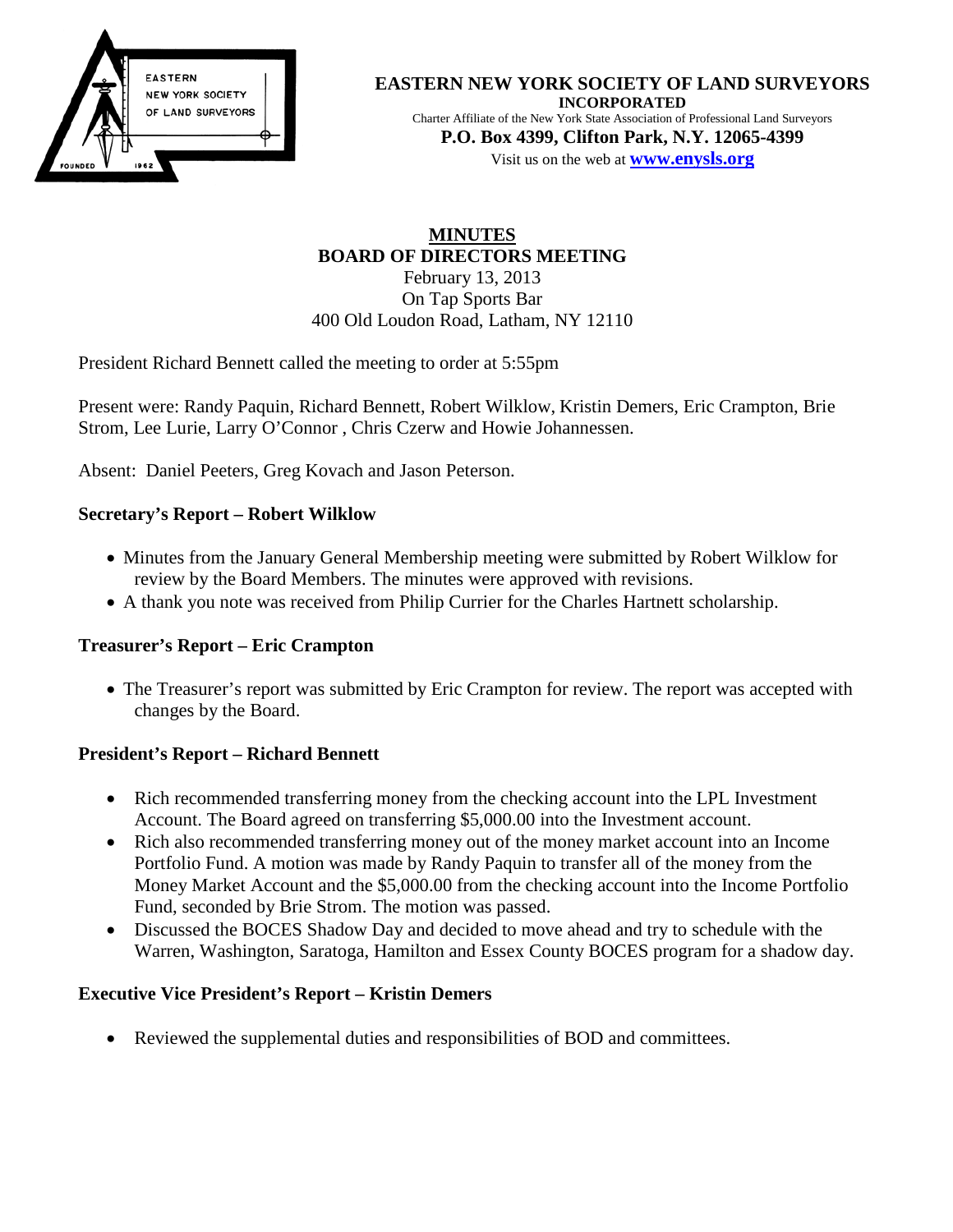**EASTERN NEW YORK SOCIETY OF LAND SURVEYORS**
**INCORPORATED**
Charter Affiliate of the New York State Association of Professional Land Surveyors
**P.O. Box 4399, Clifton Park, N.Y. 12065-4399**
Visit us on the web at **www.enysls.org**

# MINUTES
## BOARD OF DIRECTORS MEETING

February 13, 2013
On Tap Sports Bar
400 Old Loudon Road, Latham, NY 12110

President Richard Bennett called the meeting to order at 5:55pm

Present were: Randy Paquin, Richard Bennett, Robert Wilklow, Kristin Demers, Eric Crampton, Brie Strom, Lee Lurie, Larry O'Connor , Chris Czerw and Howie Johannessen.

Absent: Daniel Peeters, Greg Kovach and Jason Peterson.

### Secretary's Report – Robert Wilklow

- Minutes from the January General Membership meeting were submitted by Robert Wilklow for review by the Board Members. The minutes were approved with revisions.
- A thank you note was received from Philip Currier for the Charles Hartnett scholarship.

### Treasurer's Report – Eric Crampton

- The Treasurer's report was submitted by Eric Crampton for review. The report was accepted with changes by the Board.

### President's Report – Richard Bennett

- Rich recommended transferring money from the checking account into the LPL Investment Account. The Board agreed on transferring $5,000.00 into the Investment account.
- Rich also recommended transferring money out of the money market account into an Income Portfolio Fund. A motion was made by Randy Paquin to transfer all of the money from the Money Market Account and the $5,000.00 from the checking account into the Income Portfolio Fund, seconded by Brie Strom. The motion was passed.
- Discussed the BOCES Shadow Day and decided to move ahead and try to schedule with the Warren, Washington, Saratoga, Hamilton and Essex County BOCES program for a shadow day.

### Executive Vice President's Report – Kristin Demers

- Reviewed the supplemental duties and responsibilities of BOD and committees.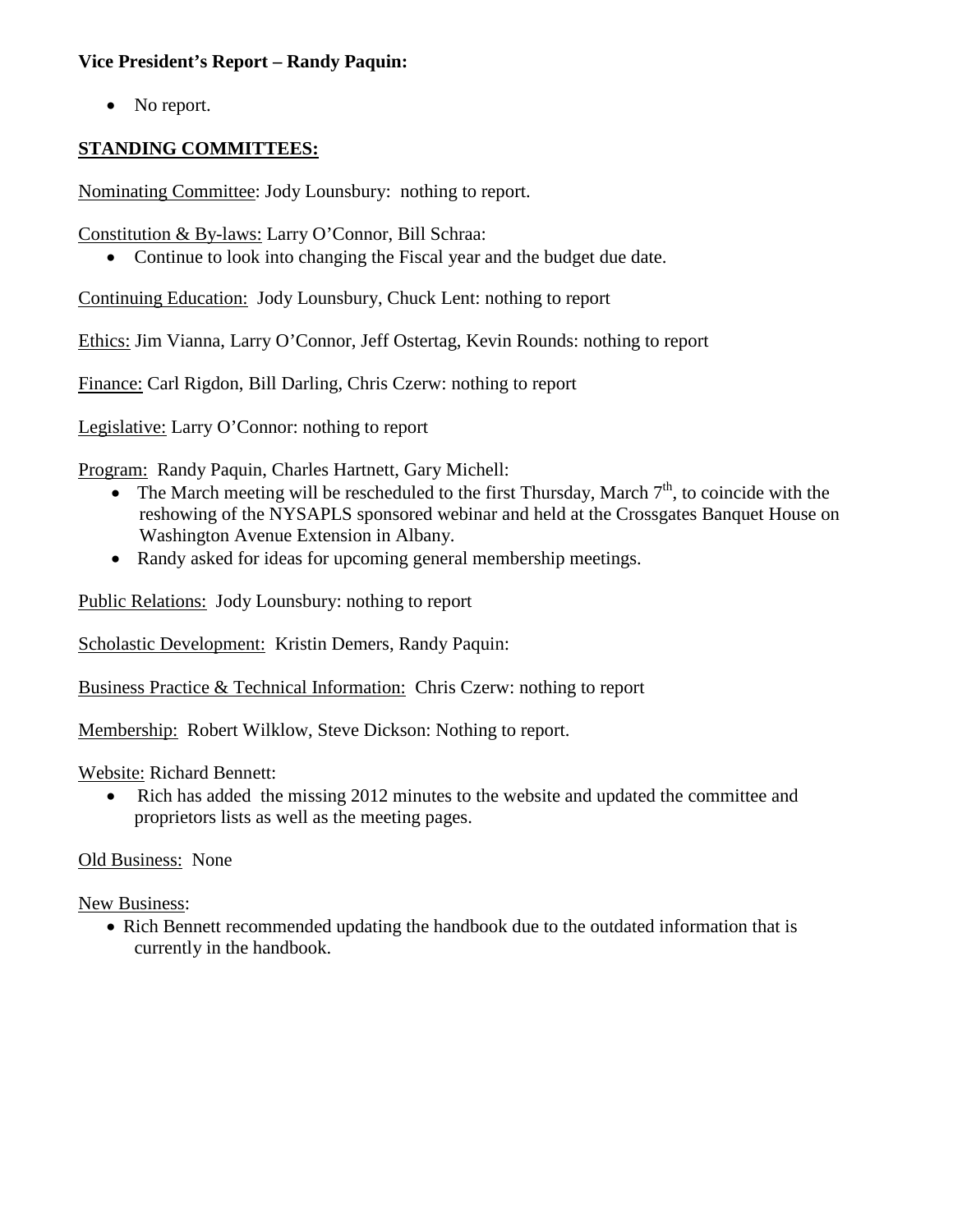**Vice President's Report – Randy Paquin:**

- No report.

**STANDING COMMITTEES:**

Nominating Committee: Jody Lounsbury: nothing to report.

Constitution & By-laws: Larry O'Connor, Bill Schraa:

- Continue to look into changing the Fiscal year and the budget due date.

Continuing Education: Jody Lounsbury, Chuck Lent: nothing to report

Ethics: Jim Vianna, Larry O'Connor, Jeff Ostertag, Kevin Rounds: nothing to report

Finance: Carl Rigdon, Bill Darling, Chris Czerw: nothing to report

Legislative: Larry O'Connor: nothing to report

Program: Randy Paquin, Charles Hartnett, Gary Michell:

- The March meeting will be rescheduled to the first Thursday, March 7th, to coincide with the reshowing of the NYSAPLS sponsored webinar and held at the Crossgates Banquet House on Washington Avenue Extension in Albany.
- Randy asked for ideas for upcoming general membership meetings.

Public Relations: Jody Lounsbury: nothing to report

Scholastic Development: Kristin Demers, Randy Paquin:

Business Practice & Technical Information: Chris Czerw: nothing to report

Membership: Robert Wilklow, Steve Dickson: Nothing to report.

Website: Richard Bennett:

- Rich has added the missing 2012 minutes to the website and updated the committee and proprietors lists as well as the meeting pages.

Old Business: None

New Business:

- Rich Bennett recommended updating the handbook due to the outdated information that is currently in the handbook.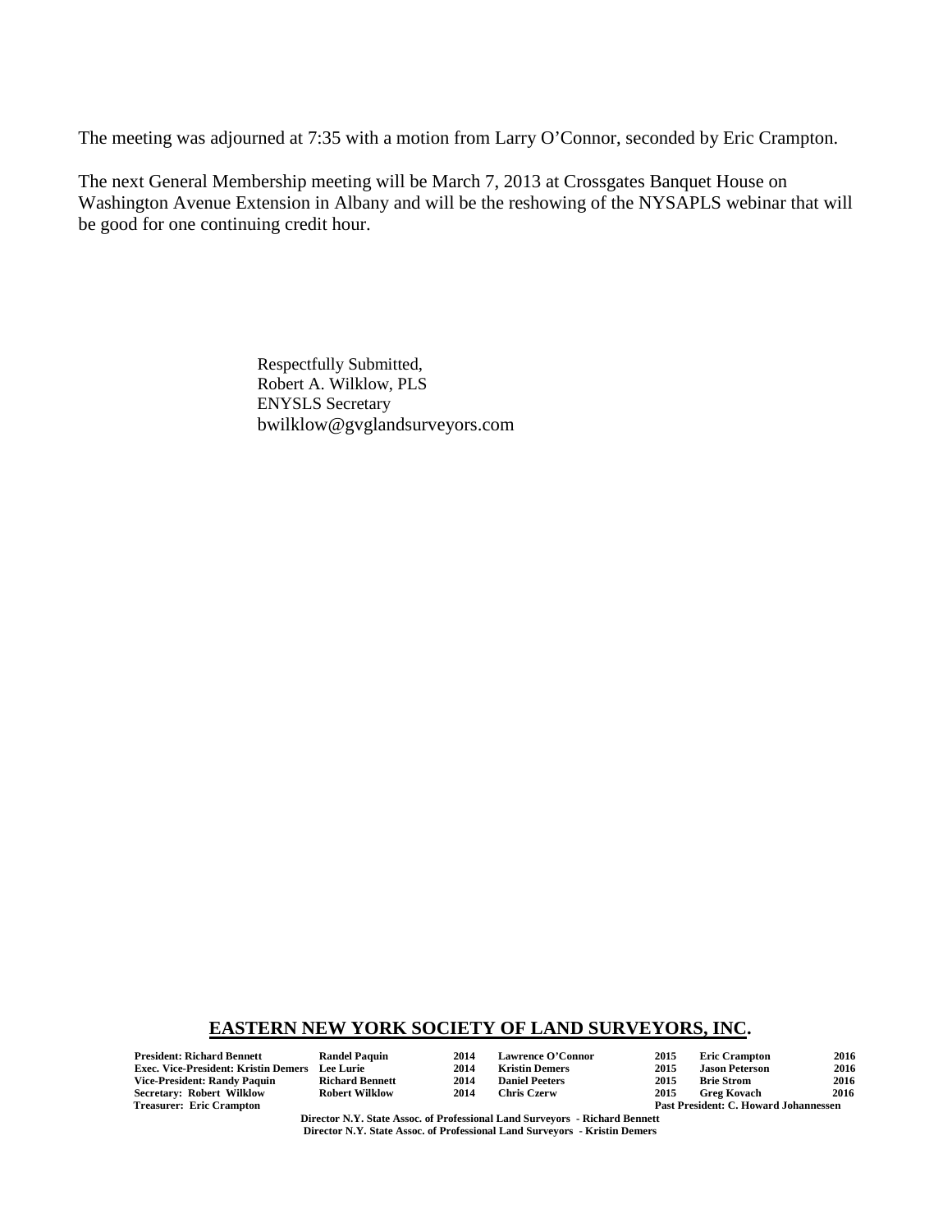The meeting was adjourned at 7:35 with a motion from Larry O'Connor, seconded by Eric Crampton.

The next General Membership meeting will be March 7, 2013 at Crossgates Banquet House on Washington Avenue Extension in Albany and will be the reshowing of the NYSAPLS webinar that will be good for one continuing credit hour.

Respectfully Submitted,
Robert A. Wilklow, PLS
ENYSLS Secretary
bwilklow@gvglandsurveyors.com

## EASTERN NEW YORK SOCIETY OF LAND SURVEYORS, INC.

| | | | | | | |
|---|---|---|---|---|---|---|
| **President: Richard Bennett** | **Randel Paquin** | **2014** | **Lawrence O'Connor** | **2015** | **Eric Crampton** | **2016** |
| **Exec. Vice-President: Kristin Demers** | **Lee Lurie** | **2014** | **Kristin Demers** | **2015** | **Jason Peterson** | **2016** |
| **Vice-President: Randy Paquin** | **Richard Bennett** | **2014** | **Daniel Peeters** | **2015** | **Brie Strom** | **2016** |
| **Secretary: Robert Wilklow** | **Robert Wilklow** | **2014** | **Chris Czerw** | **2015** | **Greg Kovach** | **2016** |
| **Treasurer: Eric Crampton** | | | | | **Past President: C. Howard Johannessen** | |

**Director N.Y. State Assoc. of Professional Land Surveyors - Richard Bennett**
**Director N.Y. State Assoc. of Professional Land Surveyors - Kristin Demers**